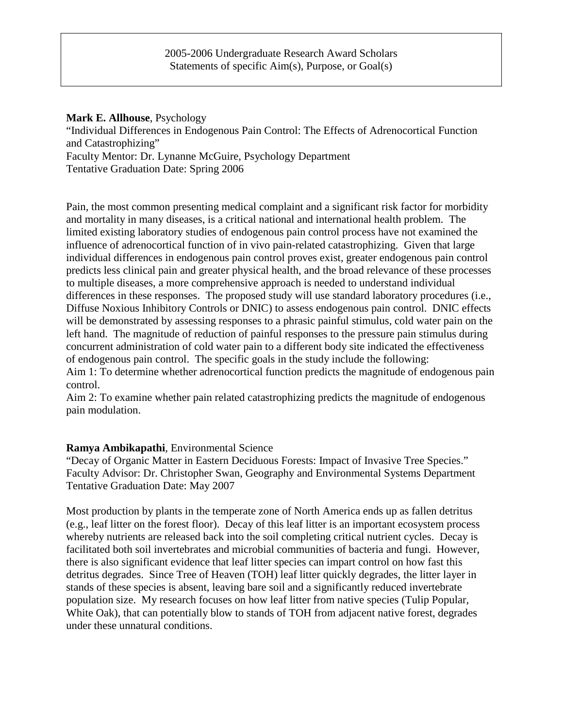2005-2006 Undergraduate Research Award Scholars
Statements of specific Aim(s), Purpose, or Goal(s)

**Mark E. Allhouse**, Psychology
"Individual Differences in Endogenous Pain Control: The Effects of Adrenocortical Function and Catastrophizing"
Faculty Mentor: Dr. Lynanne McGuire, Psychology Department
Tentative Graduation Date: Spring 2006

Pain, the most common presenting medical complaint and a significant risk factor for morbidity and mortality in many diseases, is a critical national and international health problem. The limited existing laboratory studies of endogenous pain control process have not examined the influence of adrenocortical function of in vivo pain-related catastrophizing. Given that large individual differences in endogenous pain control proves exist, greater endogenous pain control predicts less clinical pain and greater physical health, and the broad relevance of these processes to multiple diseases, a more comprehensive approach is needed to understand individual differences in these responses. The proposed study will use standard laboratory procedures (i.e., Diffuse Noxious Inhibitory Controls or DNIC) to assess endogenous pain control. DNIC effects will be demonstrated by assessing responses to a phrasic painful stimulus, cold water pain on the left hand. The magnitude of reduction of painful responses to the pressure pain stimulus during concurrent administration of cold water pain to a different body site indicated the effectiveness of endogenous pain control. The specific goals in the study include the following:
Aim 1: To determine whether adrenocortical function predicts the magnitude of endogenous pain control.
Aim 2: To examine whether pain related catastrophizing predicts the magnitude of endogenous pain modulation.

**Ramya Ambikapathi**, Environmental Science
"Decay of Organic Matter in Eastern Deciduous Forests: Impact of Invasive Tree Species."
Faculty Advisor: Dr. Christopher Swan, Geography and Environmental Systems Department
Tentative Graduation Date: May 2007

Most production by plants in the temperate zone of North America ends up as fallen detritus (e.g., leaf litter on the forest floor). Decay of this leaf litter is an important ecosystem process whereby nutrients are released back into the soil completing critical nutrient cycles. Decay is facilitated both soil invertebrates and microbial communities of bacteria and fungi. However, there is also significant evidence that leaf litter species can impart control on how fast this detritus degrades. Since Tree of Heaven (TOH) leaf litter quickly degrades, the litter layer in stands of these species is absent, leaving bare soil and a significantly reduced invertebrate population size. My research focuses on how leaf litter from native species (Tulip Popular, White Oak), that can potentially blow to stands of TOH from adjacent native forest, degrades under these unnatural conditions.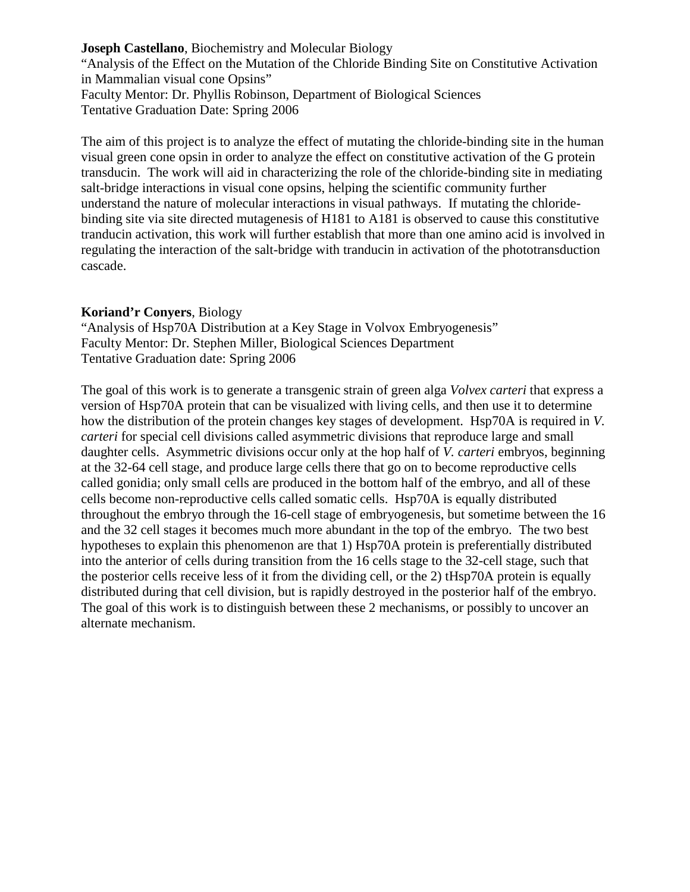**Joseph Castellano**, Biochemistry and Molecular Biology
"Analysis of the Effect on the Mutation of the Chloride Binding Site on Constitutive Activation in Mammalian visual cone Opsins"
Faculty Mentor: Dr. Phyllis Robinson, Department of Biological Sciences
Tentative Graduation Date: Spring 2006

The aim of this project is to analyze the effect of mutating the chloride-binding site in the human visual green cone opsin in order to analyze the effect on constitutive activation of the G protein transducin. The work will aid in characterizing the role of the chloride-binding site in mediating salt-bridge interactions in visual cone opsins, helping the scientific community further understand the nature of molecular interactions in visual pathways. If mutating the chloride-binding site via site directed mutagenesis of H181 to A181 is observed to cause this constitutive tranducin activation, this work will further establish that more than one amino acid is involved in regulating the interaction of the salt-bridge with tranducin in activation of the phototransduction cascade.

**Koriand'r Conyers**, Biology
"Analysis of Hsp70A Distribution at a Key Stage in Volvox Embryogenesis"
Faculty Mentor: Dr. Stephen Miller, Biological Sciences Department
Tentative Graduation date: Spring 2006

The goal of this work is to generate a transgenic strain of green alga *Volvex carteri* that express a version of Hsp70A protein that can be visualized with living cells, and then use it to determine how the distribution of the protein changes key stages of development. Hsp70A is required in *V. carteri* for special cell divisions called asymmetric divisions that reproduce large and small daughter cells. Asymmetric divisions occur only at the hop half of *V. carteri* embryos, beginning at the 32-64 cell stage, and produce large cells there that go on to become reproductive cells called gonidia; only small cells are produced in the bottom half of the embryo, and all of these cells become non-reproductive cells called somatic cells. Hsp70A is equally distributed throughout the embryo through the 16-cell stage of embryogenesis, but sometime between the 16 and the 32 cell stages it becomes much more abundant in the top of the embryo. The two best hypotheses to explain this phenomenon are that 1) Hsp70A protein is preferentially distributed into the anterior of cells during transition from the 16 cells stage to the 32-cell stage, such that the posterior cells receive less of it from the dividing cell, or the 2) tHsp70A protein is equally distributed during that cell division, but is rapidly destroyed in the posterior half of the embryo. The goal of this work is to distinguish between these 2 mechanisms, or possibly to uncover an alternate mechanism.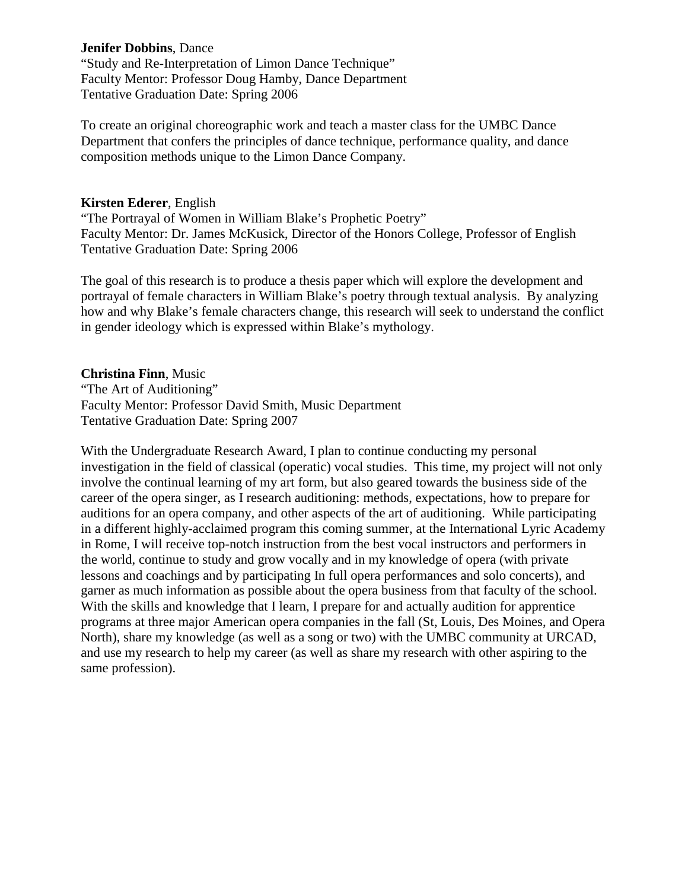**Jenifer Dobbins**, Dance
"Study and Re-Interpretation of Limon Dance Technique"
Faculty Mentor: Professor Doug Hamby, Dance Department
Tentative Graduation Date: Spring 2006

To create an original choreographic work and teach a master class for the UMBC Dance Department that confers the principles of dance technique, performance quality, and dance composition methods unique to the Limon Dance Company.

**Kirsten Ederer**, English
"The Portrayal of Women in William Blake's Prophetic Poetry"
Faculty Mentor: Dr. James McKusick, Director of the Honors College, Professor of English
Tentative Graduation Date: Spring 2006

The goal of this research is to produce a thesis paper which will explore the development and portrayal of female characters in William Blake's poetry through textual analysis. By analyzing how and why Blake's female characters change, this research will seek to understand the conflict in gender ideology which is expressed within Blake's mythology.

**Christina Finn**, Music
"The Art of Auditioning"
Faculty Mentor: Professor David Smith, Music Department
Tentative Graduation Date: Spring 2007

With the Undergraduate Research Award, I plan to continue conducting my personal investigation in the field of classical (operatic) vocal studies. This time, my project will not only involve the continual learning of my art form, but also geared towards the business side of the career of the opera singer, as I research auditioning: methods, expectations, how to prepare for auditions for an opera company, and other aspects of the art of auditioning. While participating in a different highly-acclaimed program this coming summer, at the International Lyric Academy in Rome, I will receive top-notch instruction from the best vocal instructors and performers in the world, continue to study and grow vocally and in my knowledge of opera (with private lessons and coachings and by participating In full opera performances and solo concerts), and garner as much information as possible about the opera business from that faculty of the school. With the skills and knowledge that I learn, I prepare for and actually audition for apprentice programs at three major American opera companies in the fall (St, Louis, Des Moines, and Opera North), share my knowledge (as well as a song or two) with the UMBC community at URCAD, and use my research to help my career (as well as share my research with other aspiring to the same profession).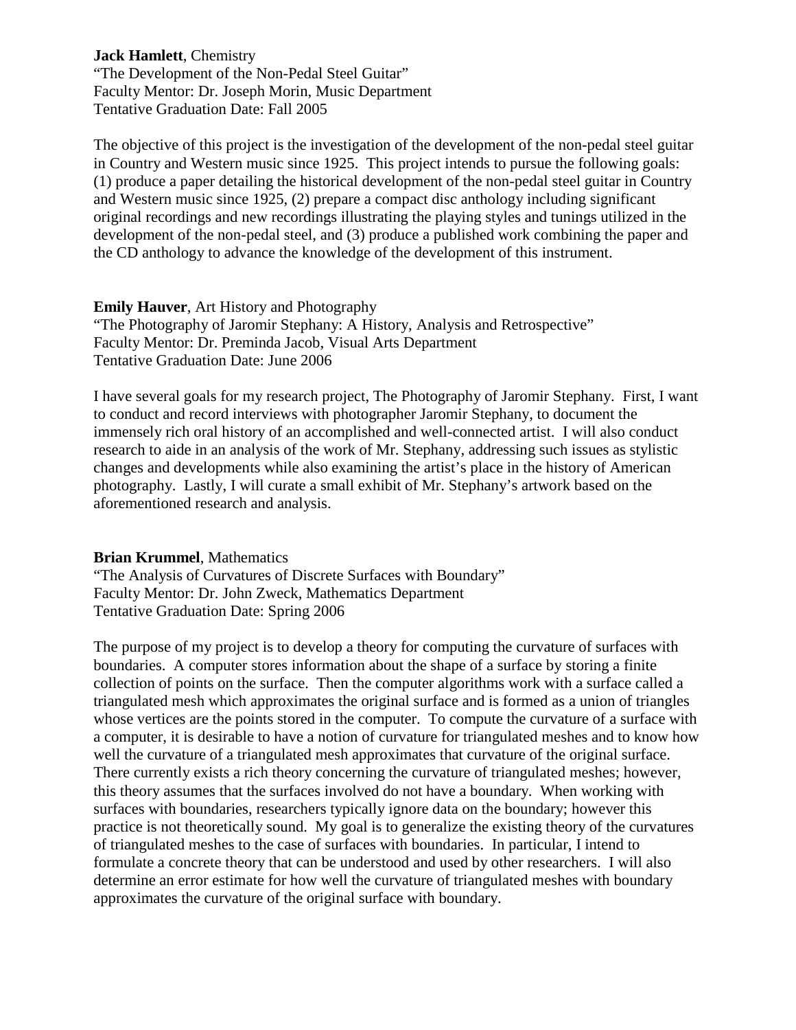**Jack Hamlett**, Chemistry
"The Development of the Non-Pedal Steel Guitar"
Faculty Mentor: Dr. Joseph Morin, Music Department
Tentative Graduation Date: Fall 2005

The objective of this project is the investigation of the development of the non-pedal steel guitar in Country and Western music since 1925. This project intends to pursue the following goals: (1) produce a paper detailing the historical development of the non-pedal steel guitar in Country and Western music since 1925, (2) prepare a compact disc anthology including significant original recordings and new recordings illustrating the playing styles and tunings utilized in the development of the non-pedal steel, and (3) produce a published work combining the paper and the CD anthology to advance the knowledge of the development of this instrument.

**Emily Hauver**, Art History and Photography
"The Photography of Jaromir Stephany: A History, Analysis and Retrospective"
Faculty Mentor: Dr. Preminda Jacob, Visual Arts Department
Tentative Graduation Date: June 2006

I have several goals for my research project, The Photography of Jaromir Stephany. First, I want to conduct and record interviews with photographer Jaromir Stephany, to document the immensely rich oral history of an accomplished and well-connected artist. I will also conduct research to aide in an analysis of the work of Mr. Stephany, addressing such issues as stylistic changes and developments while also examining the artist's place in the history of American photography. Lastly, I will curate a small exhibit of Mr. Stephany's artwork based on the aforementioned research and analysis.

**Brian Krummel**, Mathematics
"The Analysis of Curvatures of Discrete Surfaces with Boundary"
Faculty Mentor: Dr. John Zweck, Mathematics Department
Tentative Graduation Date: Spring 2006

The purpose of my project is to develop a theory for computing the curvature of surfaces with boundaries. A computer stores information about the shape of a surface by storing a finite collection of points on the surface. Then the computer algorithms work with a surface called a triangulated mesh which approximates the original surface and is formed as a union of triangles whose vertices are the points stored in the computer. To compute the curvature of a surface with a computer, it is desirable to have a notion of curvature for triangulated meshes and to know how well the curvature of a triangulated mesh approximates that curvature of the original surface. There currently exists a rich theory concerning the curvature of triangulated meshes; however, this theory assumes that the surfaces involved do not have a boundary. When working with surfaces with boundaries, researchers typically ignore data on the boundary; however this practice is not theoretically sound. My goal is to generalize the existing theory of the curvatures of triangulated meshes to the case of surfaces with boundaries. In particular, I intend to formulate a concrete theory that can be understood and used by other researchers. I will also determine an error estimate for how well the curvature of triangulated meshes with boundary approximates the curvature of the original surface with boundary.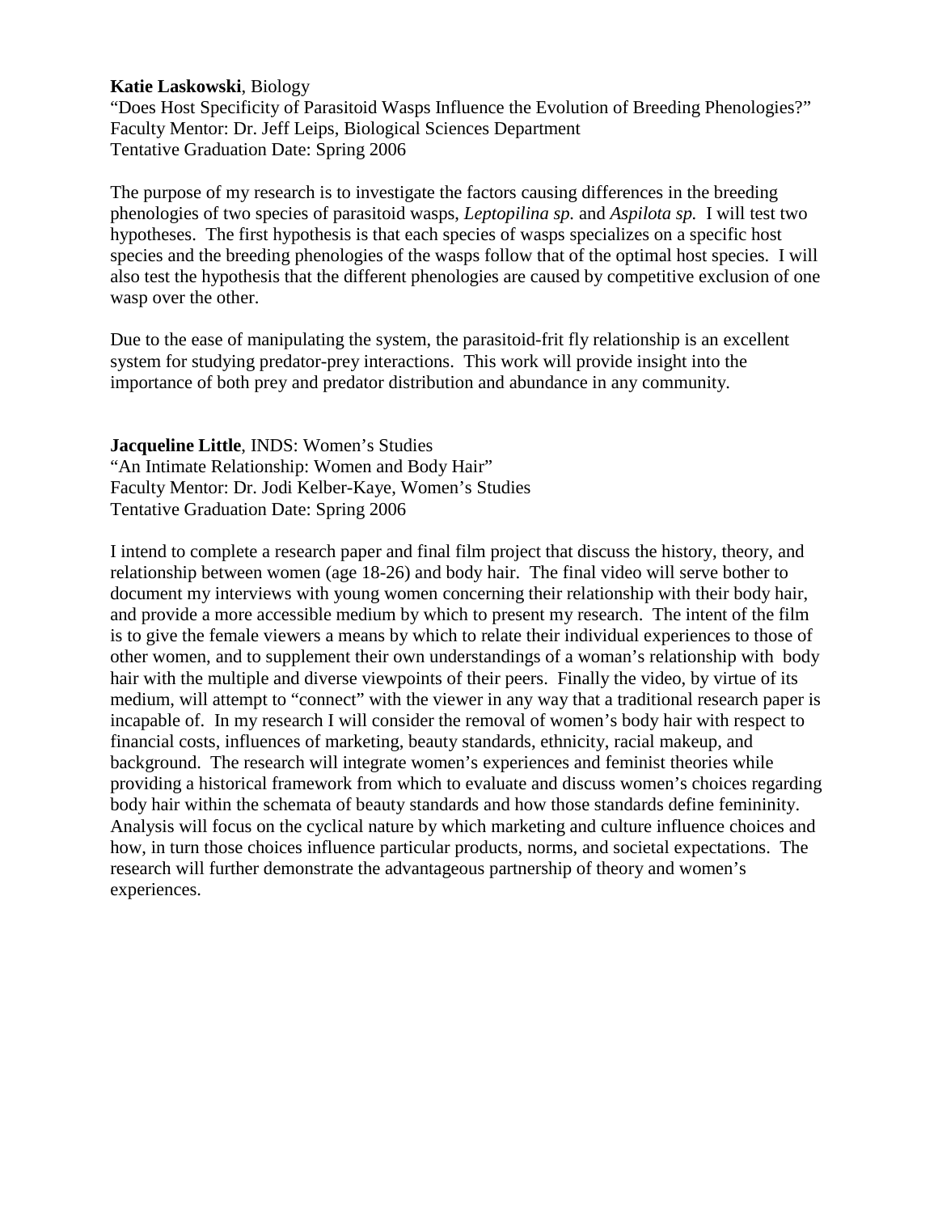**Katie Laskowski**, Biology
"Does Host Specificity of Parasitoid Wasps Influence the Evolution of Breeding Phenologies?"
Faculty Mentor: Dr. Jeff Leips, Biological Sciences Department
Tentative Graduation Date: Spring 2006

The purpose of my research is to investigate the factors causing differences in the breeding phenologies of two species of parasitoid wasps, *Leptopilina sp.* and *Aspilota sp.* I will test two hypotheses. The first hypothesis is that each species of wasps specializes on a specific host species and the breeding phenologies of the wasps follow that of the optimal host species. I will also test the hypothesis that the different phenologies are caused by competitive exclusion of one wasp over the other.

Due to the ease of manipulating the system, the parasitoid-frit fly relationship is an excellent system for studying predator-prey interactions. This work will provide insight into the importance of both prey and predator distribution and abundance in any community.

**Jacqueline Little**, INDS: Women's Studies
"An Intimate Relationship: Women and Body Hair"
Faculty Mentor: Dr. Jodi Kelber-Kaye, Women's Studies
Tentative Graduation Date: Spring 2006

I intend to complete a research paper and final film project that discuss the history, theory, and relationship between women (age 18-26) and body hair. The final video will serve bother to document my interviews with young women concerning their relationship with their body hair, and provide a more accessible medium by which to present my research. The intent of the film is to give the female viewers a means by which to relate their individual experiences to those of other women, and to supplement their own understandings of a woman's relationship with body hair with the multiple and diverse viewpoints of their peers. Finally the video, by virtue of its medium, will attempt to "connect" with the viewer in any way that a traditional research paper is incapable of. In my research I will consider the removal of women's body hair with respect to financial costs, influences of marketing, beauty standards, ethnicity, racial makeup, and background. The research will integrate women's experiences and feminist theories while providing a historical framework from which to evaluate and discuss women's choices regarding body hair within the schemata of beauty standards and how those standards define femininity. Analysis will focus on the cyclical nature by which marketing and culture influence choices and how, in turn those choices influence particular products, norms, and societal expectations. The research will further demonstrate the advantageous partnership of theory and women's experiences.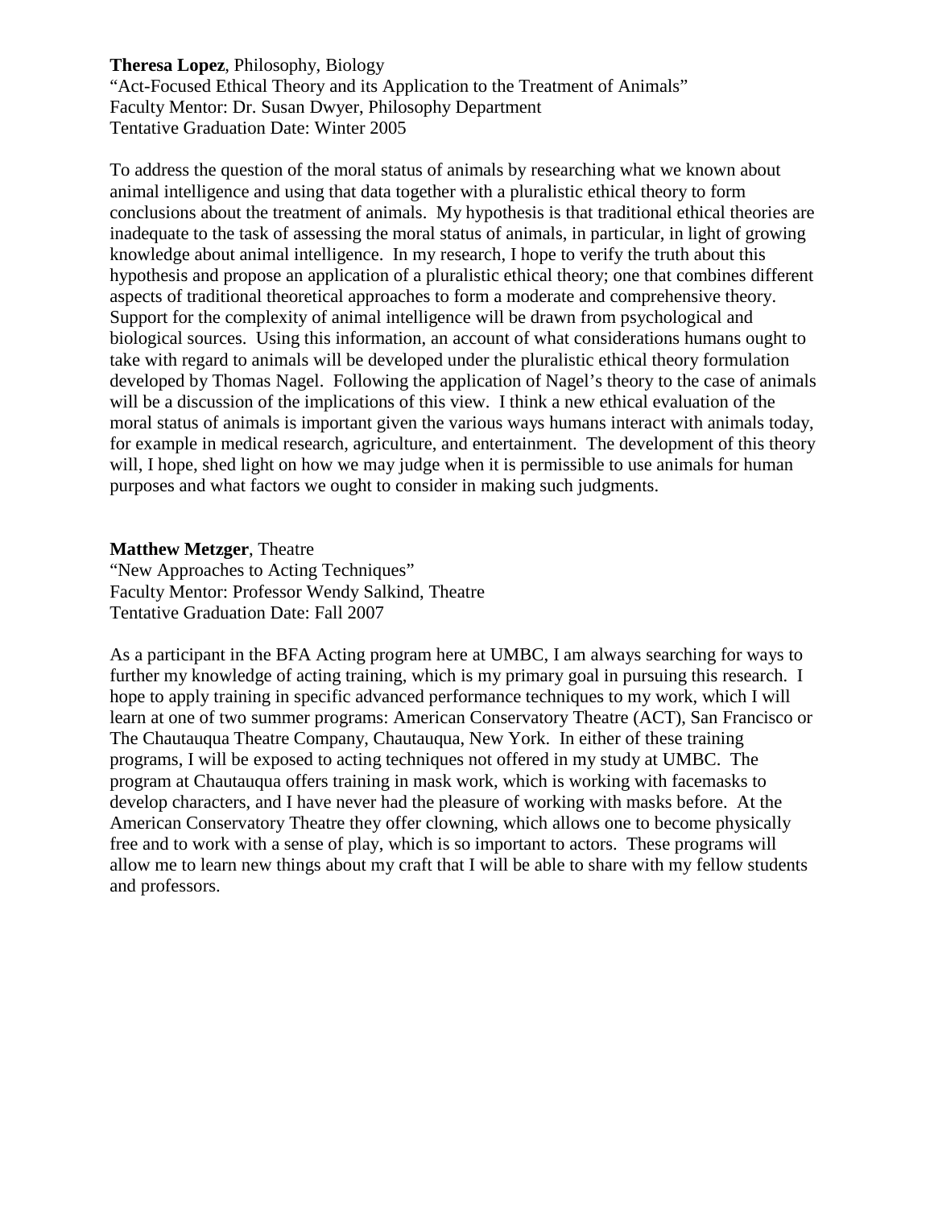**Theresa Lopez**, Philosophy, Biology
"Act-Focused Ethical Theory and its Application to the Treatment of Animals"
Faculty Mentor: Dr. Susan Dwyer, Philosophy Department
Tentative Graduation Date: Winter 2005

To address the question of the moral status of animals by researching what we known about animal intelligence and using that data together with a pluralistic ethical theory to form conclusions about the treatment of animals. My hypothesis is that traditional ethical theories are inadequate to the task of assessing the moral status of animals, in particular, in light of growing knowledge about animal intelligence. In my research, I hope to verify the truth about this hypothesis and propose an application of a pluralistic ethical theory; one that combines different aspects of traditional theoretical approaches to form a moderate and comprehensive theory. Support for the complexity of animal intelligence will be drawn from psychological and biological sources. Using this information, an account of what considerations humans ought to take with regard to animals will be developed under the pluralistic ethical theory formulation developed by Thomas Nagel. Following the application of Nagel's theory to the case of animals will be a discussion of the implications of this view. I think a new ethical evaluation of the moral status of animals is important given the various ways humans interact with animals today, for example in medical research, agriculture, and entertainment. The development of this theory will, I hope, shed light on how we may judge when it is permissible to use animals for human purposes and what factors we ought to consider in making such judgments.

**Matthew Metzger**, Theatre
"New Approaches to Acting Techniques"
Faculty Mentor: Professor Wendy Salkind, Theatre
Tentative Graduation Date: Fall 2007

As a participant in the BFA Acting program here at UMBC, I am always searching for ways to further my knowledge of acting training, which is my primary goal in pursuing this research. I hope to apply training in specific advanced performance techniques to my work, which I will learn at one of two summer programs: American Conservatory Theatre (ACT), San Francisco or The Chautauqua Theatre Company, Chautauqua, New York. In either of these training programs, I will be exposed to acting techniques not offered in my study at UMBC. The program at Chautauqua offers training in mask work, which is working with facemasks to develop characters, and I have never had the pleasure of working with masks before. At the American Conservatory Theatre they offer clowning, which allows one to become physically free and to work with a sense of play, which is so important to actors. These programs will allow me to learn new things about my craft that I will be able to share with my fellow students and professors.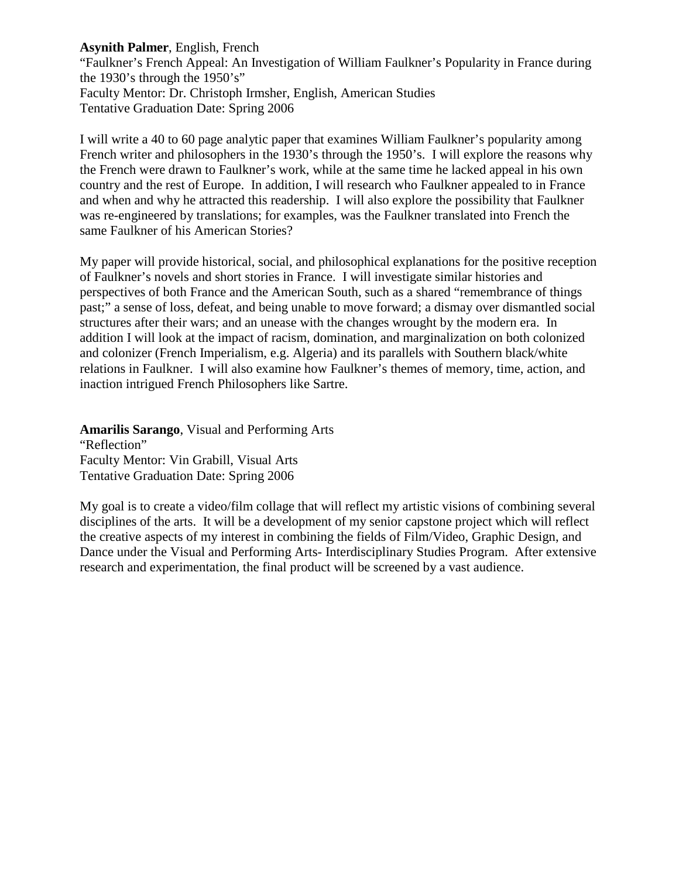**Asynith Palmer**, English, French
"Faulkner's French Appeal: An Investigation of William Faulkner's Popularity in France during the 1930's through the 1950's"
Faculty Mentor: Dr. Christoph Irmsher, English, American Studies
Tentative Graduation Date: Spring 2006

I will write a 40 to 60 page analytic paper that examines William Faulkner's popularity among French writer and philosophers in the 1930's through the 1950's. I will explore the reasons why the French were drawn to Faulkner's work, while at the same time he lacked appeal in his own country and the rest of Europe. In addition, I will research who Faulkner appealed to in France and when and why he attracted this readership. I will also explore the possibility that Faulkner was re-engineered by translations; for examples, was the Faulkner translated into French the same Faulkner of his American Stories?

My paper will provide historical, social, and philosophical explanations for the positive reception of Faulkner's novels and short stories in France. I will investigate similar histories and perspectives of both France and the American South, such as a shared "remembrance of things past;" a sense of loss, defeat, and being unable to move forward; a dismay over dismantled social structures after their wars; and an unease with the changes wrought by the modern era. In addition I will look at the impact of racism, domination, and marginalization on both colonized and colonizer (French Imperialism, e.g. Algeria) and its parallels with Southern black/white relations in Faulkner. I will also examine how Faulkner's themes of memory, time, action, and inaction intrigued French Philosophers like Sartre.

**Amarilis Sarango**, Visual and Performing Arts
"Reflection"
Faculty Mentor: Vin Grabill, Visual Arts
Tentative Graduation Date: Spring 2006

My goal is to create a video/film collage that will reflect my artistic visions of combining several disciplines of the arts. It will be a development of my senior capstone project which will reflect the creative aspects of my interest in combining the fields of Film/Video, Graphic Design, and Dance under the Visual and Performing Arts- Interdisciplinary Studies Program. After extensive research and experimentation, the final product will be screened by a vast audience.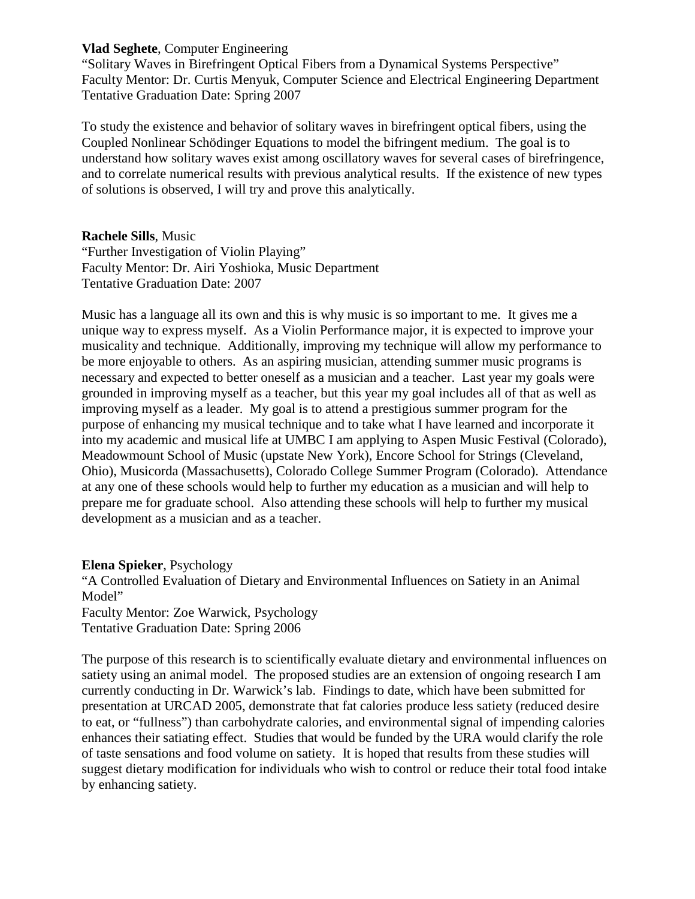**Vlad Seghete**, Computer Engineering
"Solitary Waves in Birefringent Optical Fibers from a Dynamical Systems Perspective"
Faculty Mentor: Dr. Curtis Menyuk, Computer Science and Electrical Engineering Department
Tentative Graduation Date: Spring 2007

To study the existence and behavior of solitary waves in birefringent optical fibers, using the Coupled Nonlinear Schödinger Equations to model the bifringent medium. The goal is to understand how solitary waves exist among oscillatory waves for several cases of birefringence, and to correlate numerical results with previous analytical results. If the existence of new types of solutions is observed, I will try and prove this analytically.

**Rachele Sills**, Music
"Further Investigation of Violin Playing"
Faculty Mentor: Dr. Airi Yoshioka, Music Department
Tentative Graduation Date: 2007

Music has a language all its own and this is why music is so important to me. It gives me a unique way to express myself. As a Violin Performance major, it is expected to improve your musicality and technique. Additionally, improving my technique will allow my performance to be more enjoyable to others. As an aspiring musician, attending summer music programs is necessary and expected to better oneself as a musician and a teacher. Last year my goals were grounded in improving myself as a teacher, but this year my goal includes all of that as well as improving myself as a leader. My goal is to attend a prestigious summer program for the purpose of enhancing my musical technique and to take what I have learned and incorporate it into my academic and musical life at UMBC I am applying to Aspen Music Festival (Colorado), Meadowmount School of Music (upstate New York), Encore School for Strings (Cleveland, Ohio), Musicorda (Massachusetts), Colorado College Summer Program (Colorado). Attendance at any one of these schools would help to further my education as a musician and will help to prepare me for graduate school. Also attending these schools will help to further my musical development as a musician and as a teacher.

**Elena Spieker**, Psychology
"A Controlled Evaluation of Dietary and Environmental Influences on Satiety in an Animal Model"
Faculty Mentor: Zoe Warwick, Psychology
Tentative Graduation Date: Spring 2006

The purpose of this research is to scientifically evaluate dietary and environmental influences on satiety using an animal model. The proposed studies are an extension of ongoing research I am currently conducting in Dr. Warwick's lab. Findings to date, which have been submitted for presentation at URCAD 2005, demonstrate that fat calories produce less satiety (reduced desire to eat, or "fullness") than carbohydrate calories, and environmental signal of impending calories enhances their satiating effect. Studies that would be funded by the URA would clarify the role of taste sensations and food volume on satiety. It is hoped that results from these studies will suggest dietary modification for individuals who wish to control or reduce their total food intake by enhancing satiety.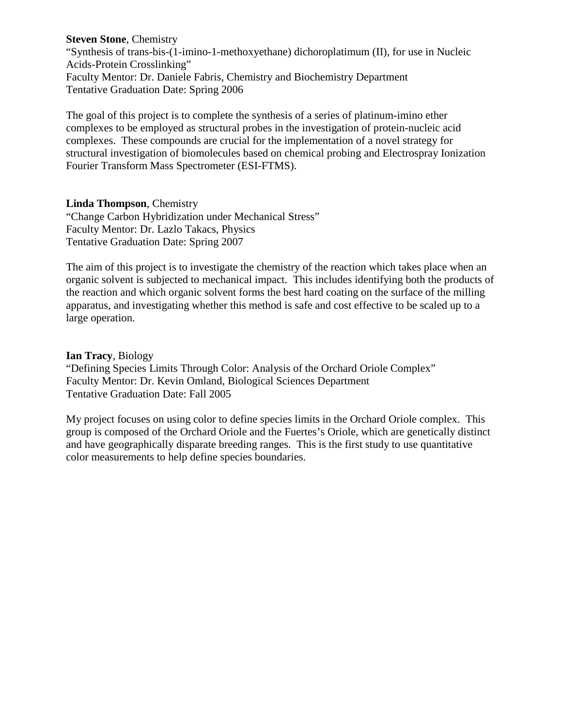**Steven Stone**, Chemistry
"Synthesis of trans-bis-(1-imino-1-methoxyethane) dichoroplatimum (II), for use in Nucleic Acids-Protein Crosslinking"
Faculty Mentor: Dr. Daniele Fabris, Chemistry and Biochemistry Department
Tentative Graduation Date: Spring 2006

The goal of this project is to complete the synthesis of a series of platinum-imino ether complexes to be employed as structural probes in the investigation of protein-nucleic acid complexes. These compounds are crucial for the implementation of a novel strategy for structural investigation of biomolecules based on chemical probing and Electrospray Ionization Fourier Transform Mass Spectrometer (ESI-FTMS).

**Linda Thompson**, Chemistry
"Change Carbon Hybridization under Mechanical Stress"
Faculty Mentor: Dr. Lazlo Takacs, Physics
Tentative Graduation Date: Spring 2007

The aim of this project is to investigate the chemistry of the reaction which takes place when an organic solvent is subjected to mechanical impact. This includes identifying both the products of the reaction and which organic solvent forms the best hard coating on the surface of the milling apparatus, and investigating whether this method is safe and cost effective to be scaled up to a large operation.

**Ian Tracy**, Biology
"Defining Species Limits Through Color: Analysis of the Orchard Oriole Complex"
Faculty Mentor: Dr. Kevin Omland, Biological Sciences Department
Tentative Graduation Date: Fall 2005

My project focuses on using color to define species limits in the Orchard Oriole complex. This group is composed of the Orchard Oriole and the Fuertes's Oriole, which are genetically distinct and have geographically disparate breeding ranges. This is the first study to use quantitative color measurements to help define species boundaries.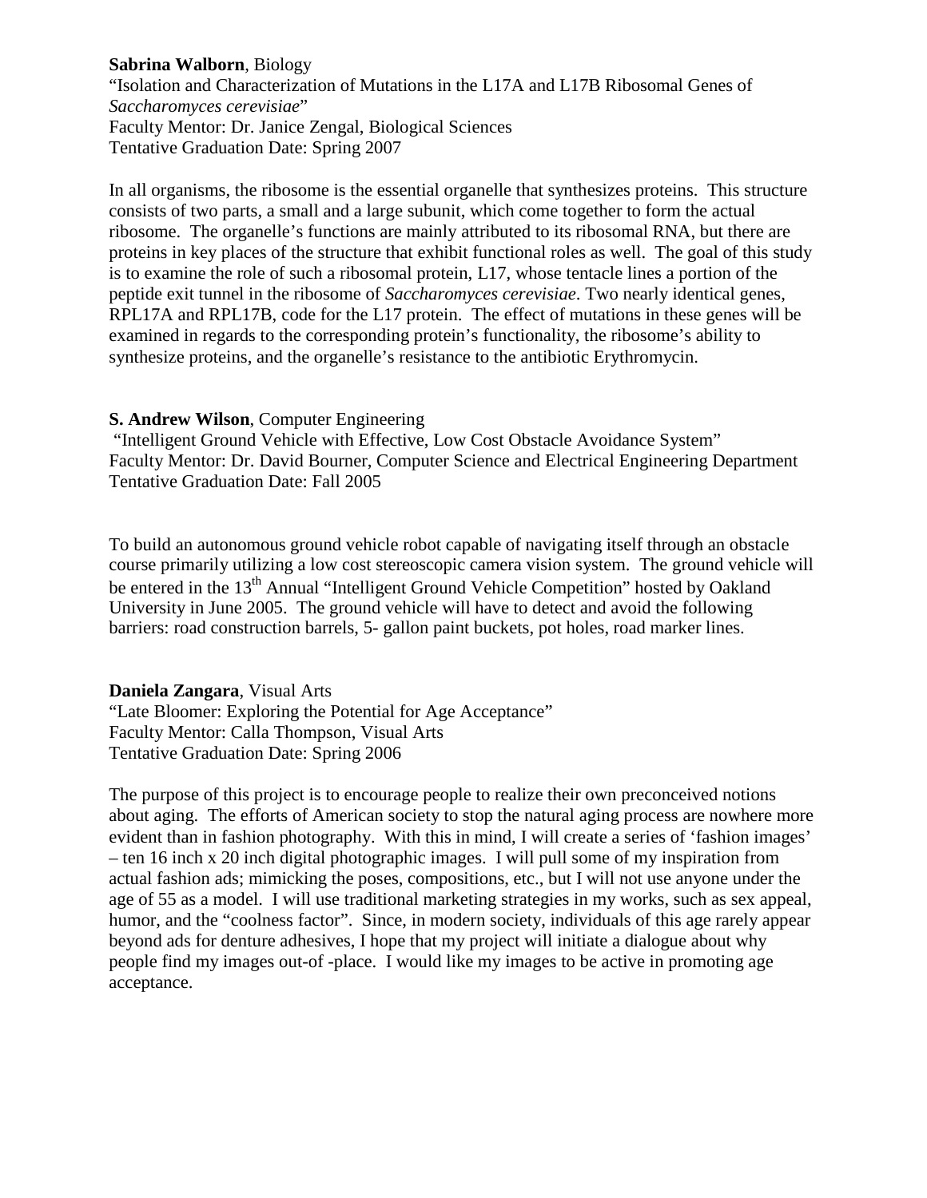**Sabrina Walborn**, Biology
"Isolation and Characterization of Mutations in the L17A and L17B Ribosomal Genes of *Saccharomyces cerevisiae*"
Faculty Mentor: Dr. Janice Zengal, Biological Sciences
Tentative Graduation Date: Spring 2007

In all organisms, the ribosome is the essential organelle that synthesizes proteins. This structure consists of two parts, a small and a large subunit, which come together to form the actual ribosome. The organelle's functions are mainly attributed to its ribosomal RNA, but there are proteins in key places of the structure that exhibit functional roles as well. The goal of this study is to examine the role of such a ribosomal protein, L17, whose tentacle lines a portion of the peptide exit tunnel in the ribosome of *Saccharomyces cerevisiae*. Two nearly identical genes, RPL17A and RPL17B, code for the L17 protein. The effect of mutations in these genes will be examined in regards to the corresponding protein's functionality, the ribosome's ability to synthesize proteins, and the organelle's resistance to the antibiotic Erythromycin.

**S. Andrew Wilson**, Computer Engineering
"Intelligent Ground Vehicle with Effective, Low Cost Obstacle Avoidance System"
Faculty Mentor: Dr. David Bourner, Computer Science and Electrical Engineering Department
Tentative Graduation Date: Fall 2005

To build an autonomous ground vehicle robot capable of navigating itself through an obstacle course primarily utilizing a low cost stereoscopic camera vision system. The ground vehicle will be entered in the 13th Annual "Intelligent Ground Vehicle Competition" hosted by Oakland University in June 2005. The ground vehicle will have to detect and avoid the following barriers: road construction barrels, 5- gallon paint buckets, pot holes, road marker lines.

**Daniela Zangara**, Visual Arts
"Late Bloomer: Exploring the Potential for Age Acceptance"
Faculty Mentor: Calla Thompson, Visual Arts
Tentative Graduation Date: Spring 2006

The purpose of this project is to encourage people to realize their own preconceived notions about aging. The efforts of American society to stop the natural aging process are nowhere more evident than in fashion photography. With this in mind, I will create a series of 'fashion images' – ten 16 inch x 20 inch digital photographic images. I will pull some of my inspiration from actual fashion ads; mimicking the poses, compositions, etc., but I will not use anyone under the age of 55 as a model. I will use traditional marketing strategies in my works, such as sex appeal, humor, and the "coolness factor". Since, in modern society, individuals of this age rarely appear beyond ads for denture adhesives, I hope that my project will initiate a dialogue about why people find my images out-of -place. I would like my images to be active in promoting age acceptance.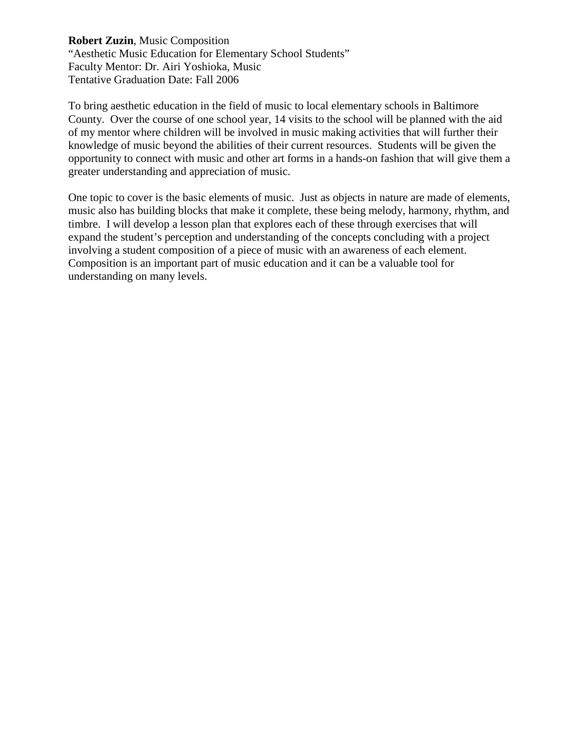**Robert Zuzin**, Music Composition
“Aesthetic Music Education for Elementary School Students”
Faculty Mentor: Dr. Airi Yoshioka, Music
Tentative Graduation Date: Fall 2006

To bring aesthetic education in the field of music to local elementary schools in Baltimore County. Over the course of one school year, 14 visits to the school will be planned with the aid of my mentor where children will be involved in music making activities that will further their knowledge of music beyond the abilities of their current resources. Students will be given the opportunity to connect with music and other art forms in a hands-on fashion that will give them a greater understanding and appreciation of music.

One topic to cover is the basic elements of music. Just as objects in nature are made of elements, music also has building blocks that make it complete, these being melody, harmony, rhythm, and timbre. I will develop a lesson plan that explores each of these through exercises that will expand the student’s perception and understanding of the concepts concluding with a project involving a student composition of a piece of music with an awareness of each element. Composition is an important part of music education and it can be a valuable tool for understanding on many levels.